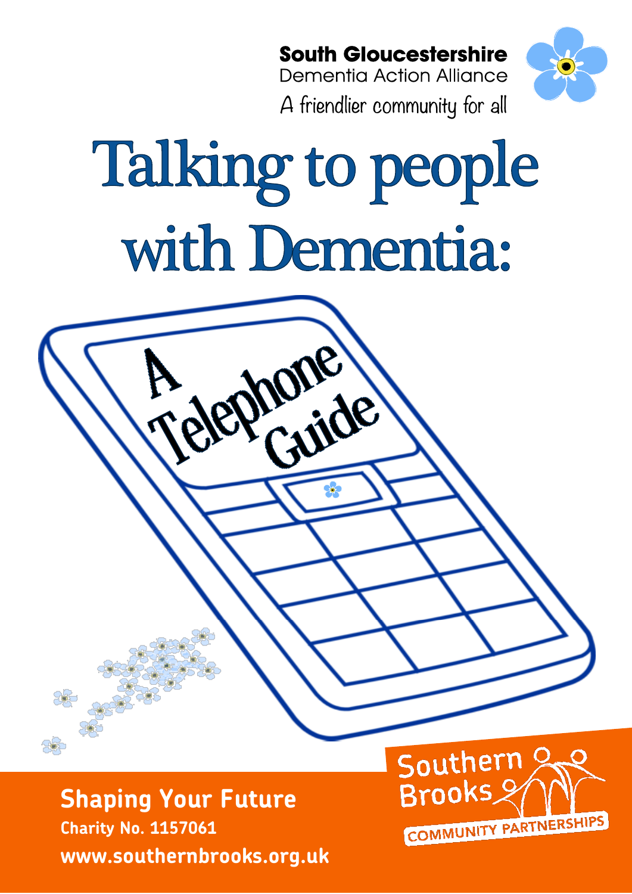South Gloucestershire
Dementia Action Alliance
A friendlier community for all

# Talking to people with Dementia:

## A Telephone Guide

**Shaping Your Future**
**Charity No. 1157061**
**www.southernbrooks.org.uk**

Southern Brooks
COMMUNITY PARTNERSHIPS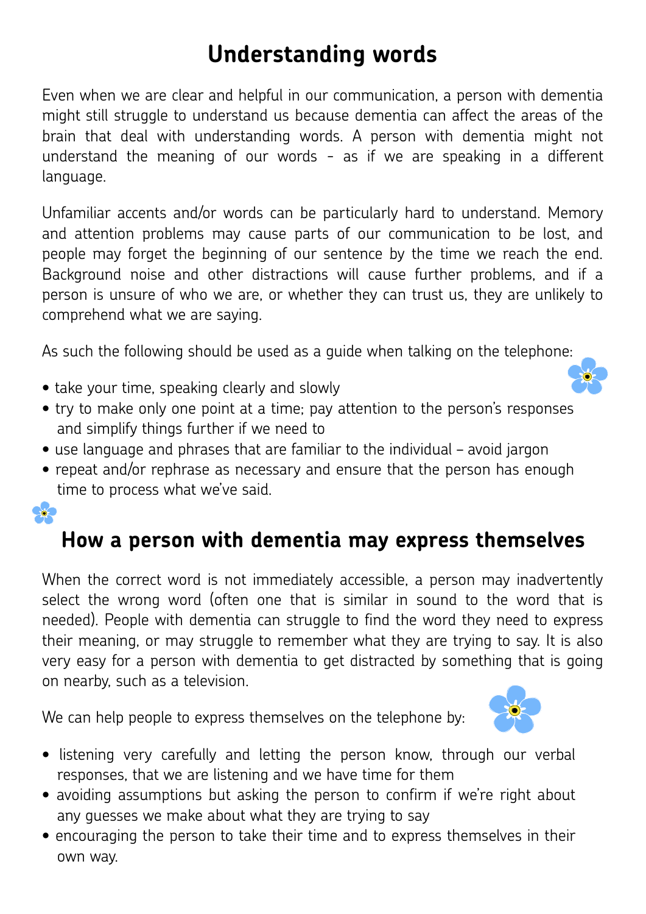# Understanding words

Even when we are clear and helpful in our communication, a person with dementia might still struggle to understand us because dementia can affect the areas of the brain that deal with understanding words. A person with dementia might not understand the meaning of our words - as if we are speaking in a different language.

Unfamiliar accents and/or words can be particularly hard to understand. Memory and attention problems may cause parts of our communication to be lost, and people may forget the beginning of our sentence by the time we reach the end. Background noise and other distractions will cause further problems, and if a person is unsure of who we are, or whether they can trust us, they are unlikely to comprehend what we are saying.

As such the following should be used as a guide when talking on the telephone:

- take your time, speaking clearly and slowly
- try to make only one point at a time; pay attention to the person's responses and simplify things further if we need to
- use language and phrases that are familiar to the individual – avoid jargon
- repeat and/or rephrase as necessary and ensure that the person has enough time to process what we've said.

# How a person with dementia may express themselves

When the correct word is not immediately accessible, a person may inadvertently select the wrong word (often one that is similar in sound to the word that is needed). People with dementia can struggle to find the word they need to express their meaning, or may struggle to remember what they are trying to say. It is also very easy for a person with dementia to get distracted by something that is going on nearby, such as a television.

We can help people to express themselves on the telephone by:

- listening very carefully and letting the person know, through our verbal responses, that we are listening and we have time for them
- avoiding assumptions but asking the person to confirm if we're right about any guesses we make about what they are trying to say
- encouraging the person to take their time and to express themselves in their own way.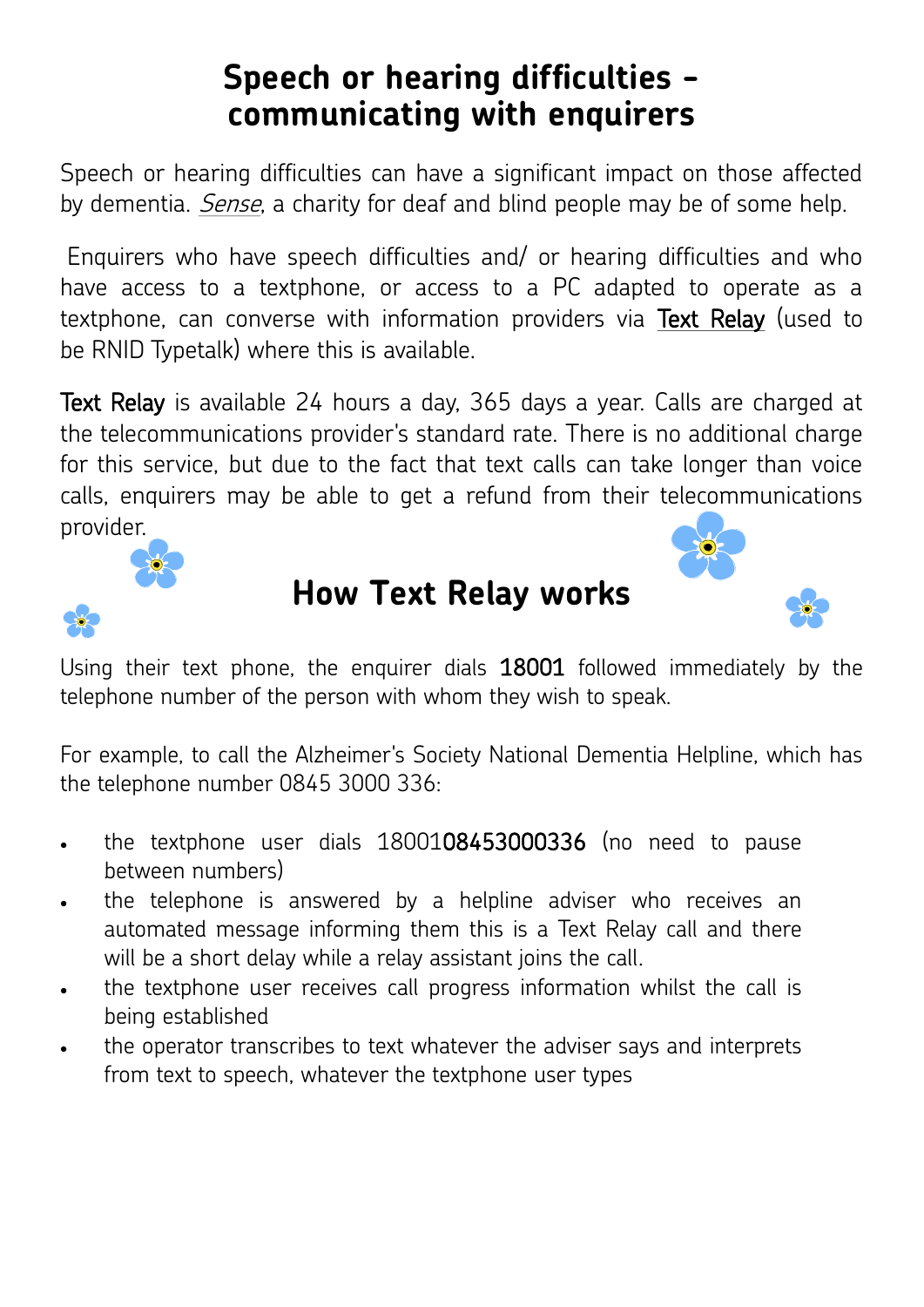# Speech or hearing difficulties – communicating with enquirers

Speech or hearing difficulties can have a significant impact on those affected by dementia. *Sense*, a charity for deaf and blind people may be of some help.

Enquirers who have speech difficulties and/ or hearing difficulties and who have access to a textphone, or access to a PC adapted to operate as a textphone, can converse with information providers via Text Relay (used to be RNID Typetalk) where this is available.

Text Relay is available 24 hours a day, 365 days a year. Calls are charged at the telecommunications provider's standard rate. There is no additional charge for this service, but due to the fact that text calls can take longer than voice calls, enquirers may be able to get a refund from their telecommunications provider.

## How Text Relay works

Using their text phone, the enquirer dials 18001 followed immediately by the telephone number of the person with whom they wish to speak.

For example, to call the Alzheimer's Society National Dementia Helpline, which has the telephone number 0845 3000 336:

- the textphone user dials 1800108453000336 (no need to pause between numbers)
- the telephone is answered by a helpline adviser who receives an automated message informing them this is a Text Relay call and there will be a short delay while a relay assistant joins the call.
- the textphone user receives call progress information whilst the call is being established
- the operator transcribes to text whatever the adviser says and interprets from text to speech, whatever the textphone user types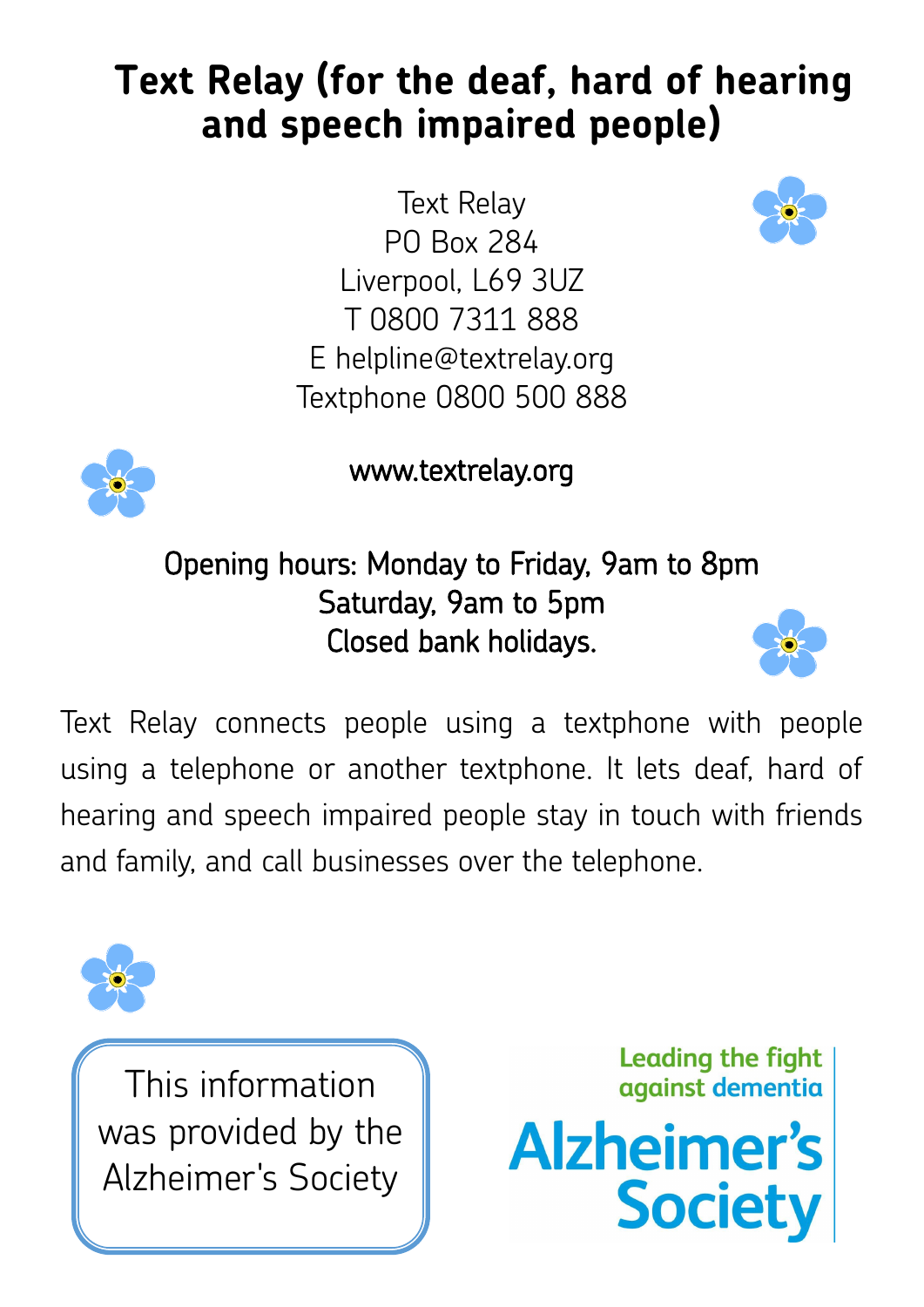# Text Relay (for the deaf, hard of hearing and speech impaired people)

Text Relay
PO Box 284
Liverpool, L69 3UZ
T 0800 7311 888
E helpline@textrelay.org
Textphone 0800 500 888

www.textrelay.org

Opening hours: Monday to Friday, 9am to 8pm
Saturday, 9am to 5pm
Closed bank holidays.

Text Relay connects people using a textphone with people using a telephone or another textphone. It lets deaf, hard of hearing and speech impaired people stay in touch with friends and family, and call businesses over the telephone.

This information was provided by the Alzheimer's Society

Leading the fight against dementia

Alzheimer's Society